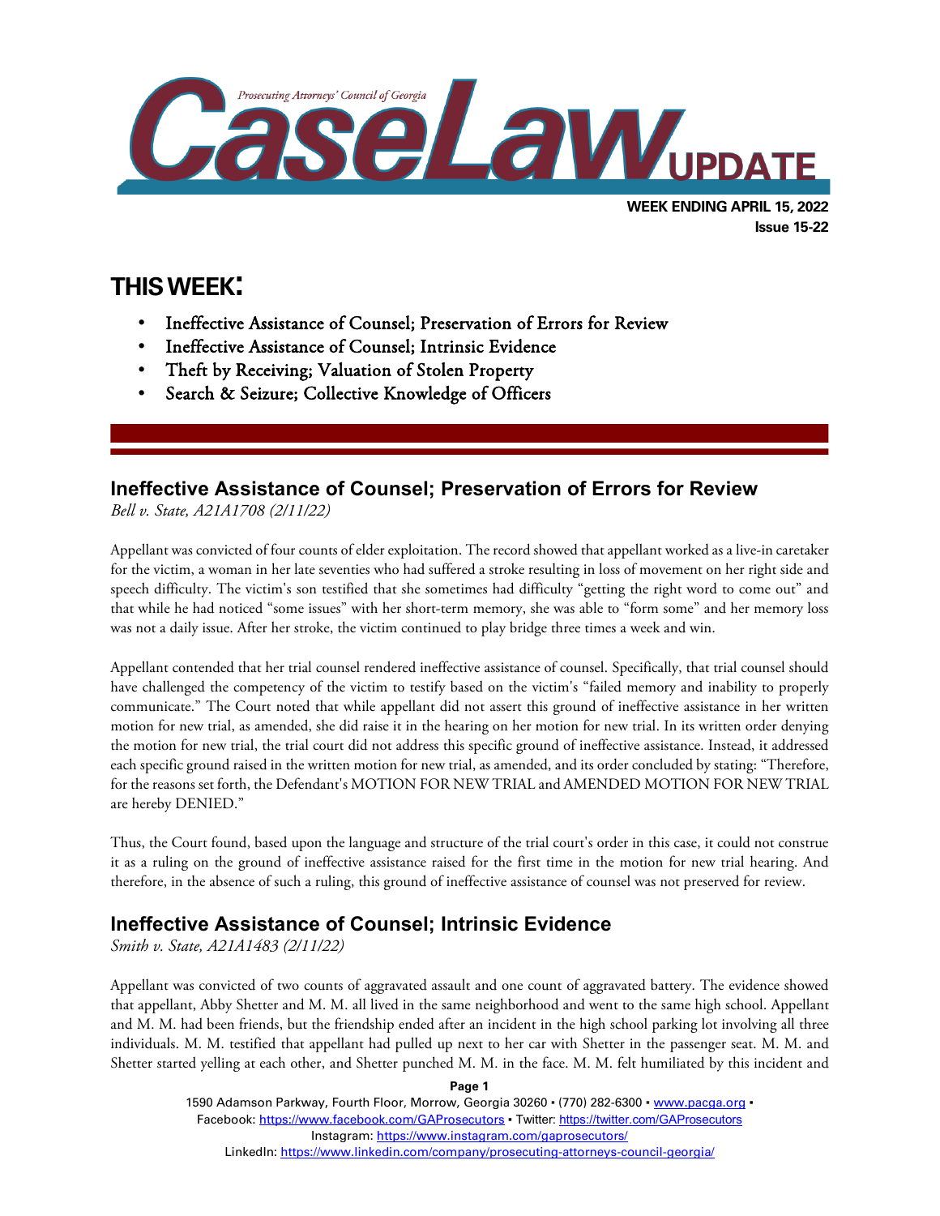# CaseLaw UPDATE

Prosecuting Attorneys' Council of Georgia

**WEEK ENDING APRIL 15, 2022**
**Issue 15-22**

## THIS WEEK:

- Ineffective Assistance of Counsel; Preservation of Errors for Review
- Ineffective Assistance of Counsel; Intrinsic Evidence
- Theft by Receiving; Valuation of Stolen Property
- Search & Seizure; Collective Knowledge of Officers

## Ineffective Assistance of Counsel; Preservation of Errors for Review

*Bell v. State, A21A1708 (2/11/22)*

Appellant was convicted of four counts of elder exploitation. The record showed that appellant worked as a live-in caretaker for the victim, a woman in her late seventies who had suffered a stroke resulting in loss of movement on her right side and speech difficulty. The victim's son testified that she sometimes had difficulty "getting the right word to come out" and that while he had noticed "some issues" with her short-term memory, she was able to "form some" and her memory loss was not a daily issue. After her stroke, the victim continued to play bridge three times a week and win.

Appellant contended that her trial counsel rendered ineffective assistance of counsel. Specifically, that trial counsel should have challenged the competency of the victim to testify based on the victim's "failed memory and inability to properly communicate." The Court noted that while appellant did not assert this ground of ineffective assistance in her written motion for new trial, as amended, she did raise it in the hearing on her motion for new trial. In its written order denying the motion for new trial, the trial court did not address this specific ground of ineffective assistance. Instead, it addressed each specific ground raised in the written motion for new trial, as amended, and its order concluded by stating: "Therefore, for the reasons set forth, the Defendant's MOTION FOR NEW TRIAL and AMENDED MOTION FOR NEW TRIAL are hereby DENIED."

Thus, the Court found, based upon the language and structure of the trial court's order in this case, it could not construe it as a ruling on the ground of ineffective assistance raised for the first time in the motion for new trial hearing. And therefore, in the absence of such a ruling, this ground of ineffective assistance of counsel was not preserved for review.

## Ineffective Assistance of Counsel; Intrinsic Evidence

*Smith v. State, A21A1483 (2/11/22)*

Appellant was convicted of two counts of aggravated assault and one count of aggravated battery. The evidence showed that appellant, Abby Shetter and M. M. all lived in the same neighborhood and went to the same high school. Appellant and M. M. had been friends, but the friendship ended after an incident in the high school parking lot involving all three individuals. M. M. testified that appellant had pulled up next to her car with Shetter in the passenger seat. M. M. and Shetter started yelling at each other, and Shetter punched M. M. in the face. M. M. felt humiliated by this incident and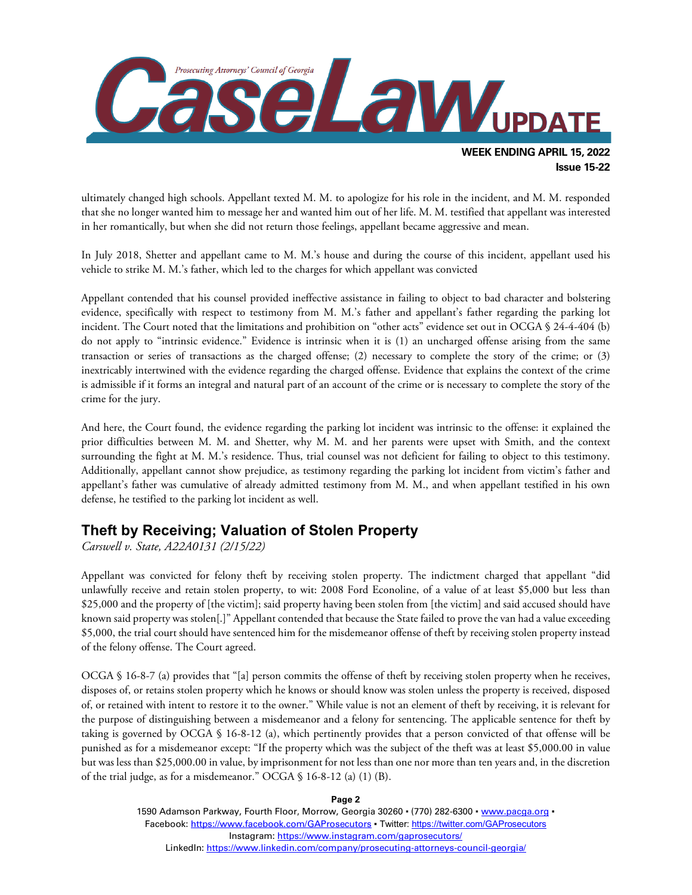ultimately changed high schools. Appellant texted M. M. to apologize for his role in the incident, and M. M. responded that she no longer wanted him to message her and wanted him out of her life. M. M. testified that appellant was interested in her romantically, but when she did not return those feelings, appellant became aggressive and mean.

In July 2018, Shetter and appellant came to M. M.'s house and during the course of this incident, appellant used his vehicle to strike M. M.'s father, which led to the charges for which appellant was convicted

Appellant contended that his counsel provided ineffective assistance in failing to object to bad character and bolstering evidence, specifically with respect to testimony from M. M.'s father and appellant's father regarding the parking lot incident. The Court noted that the limitations and prohibition on "other acts" evidence set out in OCGA § 24-4-404 (b) do not apply to "intrinsic evidence." Evidence is intrinsic when it is (1) an uncharged offense arising from the same transaction or series of transactions as the charged offense; (2) necessary to complete the story of the crime; or (3) inextricably intertwined with the evidence regarding the charged offense. Evidence that explains the context of the crime is admissible if it forms an integral and natural part of an account of the crime or is necessary to complete the story of the crime for the jury.

And here, the Court found, the evidence regarding the parking lot incident was intrinsic to the offense: it explained the prior difficulties between M. M. and Shetter, why M. M. and her parents were upset with Smith, and the context surrounding the fight at M. M.'s residence. Thus, trial counsel was not deficient for failing to object to this testimony. Additionally, appellant cannot show prejudice, as testimony regarding the parking lot incident from victim's father and appellant's father was cumulative of already admitted testimony from M. M., and when appellant testified in his own defense, he testified to the parking lot incident as well.

## Theft by Receiving; Valuation of Stolen Property

*Carswell v. State, A22A0131 (2/15/22)*

Appellant was convicted for felony theft by receiving stolen property. The indictment charged that appellant "did unlawfully receive and retain stolen property, to wit: 2008 Ford Econoline, of a value of at least $5,000 but less than $25,000 and the property of [the victim]; said property having been stolen from [the victim] and said accused should have known said property was stolen[.]" Appellant contended that because the State failed to prove the van had a value exceeding $5,000, the trial court should have sentenced him for the misdemeanor offense of theft by receiving stolen property instead of the felony offense. The Court agreed.

OCGA § 16-8-7 (a) provides that "[a] person commits the offense of theft by receiving stolen property when he receives, disposes of, or retains stolen property which he knows or should know was stolen unless the property is received, disposed of, or retained with intent to restore it to the owner." While value is not an element of theft by receiving, it is relevant for the purpose of distinguishing between a misdemeanor and a felony for sentencing. The applicable sentence for theft by taking is governed by OCGA § 16-8-12 (a), which pertinently provides that a person convicted of that offense will be punished as for a misdemeanor except: "If the property which was the subject of the theft was at least $5,000.00 in value but was less than $25,000.00 in value, by imprisonment for not less than one nor more than ten years and, in the discretion of the trial judge, as for a misdemeanor." OCGA § 16-8-12 (a) (1) (B).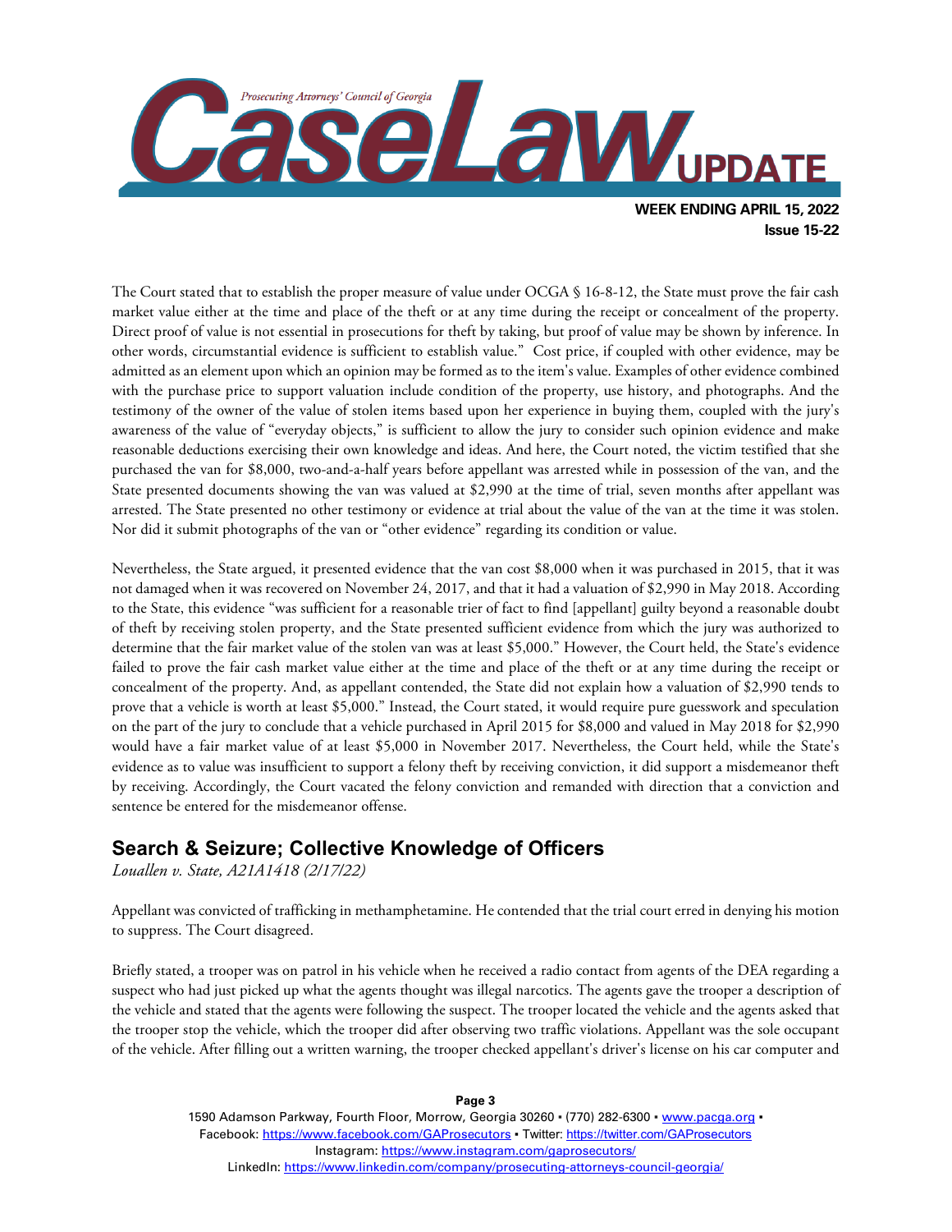The Court stated that to establish the proper measure of value under OCGA § 16-8-12, the State must prove the fair cash market value either at the time and place of the theft or at any time during the receipt or concealment of the property. Direct proof of value is not essential in prosecutions for theft by taking, but proof of value may be shown by inference. In other words, circumstantial evidence is sufficient to establish value." Cost price, if coupled with other evidence, may be admitted as an element upon which an opinion may be formed as to the item's value. Examples of other evidence combined with the purchase price to support valuation include condition of the property, use history, and photographs. And the testimony of the owner of the value of stolen items based upon her experience in buying them, coupled with the jury's awareness of the value of "everyday objects," is sufficient to allow the jury to consider such opinion evidence and make reasonable deductions exercising their own knowledge and ideas. And here, the Court noted, the victim testified that she purchased the van for $8,000, two-and-a-half years before appellant was arrested while in possession of the van, and the State presented documents showing the van was valued at $2,990 at the time of trial, seven months after appellant was arrested. The State presented no other testimony or evidence at trial about the value of the van at the time it was stolen. Nor did it submit photographs of the van or "other evidence" regarding its condition or value.

Nevertheless, the State argued, it presented evidence that the van cost $8,000 when it was purchased in 2015, that it was not damaged when it was recovered on November 24, 2017, and that it had a valuation of $2,990 in May 2018. According to the State, this evidence "was sufficient for a reasonable trier of fact to find [appellant] guilty beyond a reasonable doubt of theft by receiving stolen property, and the State presented sufficient evidence from which the jury was authorized to determine that the fair market value of the stolen van was at least $5,000." However, the Court held, the State's evidence failed to prove the fair cash market value either at the time and place of the theft or at any time during the receipt or concealment of the property. And, as appellant contended, the State did not explain how a valuation of $2,990 tends to prove that a vehicle is worth at least $5,000." Instead, the Court stated, it would require pure guesswork and speculation on the part of the jury to conclude that a vehicle purchased in April 2015 for $8,000 and valued in May 2018 for $2,990 would have a fair market value of at least $5,000 in November 2017. Nevertheless, the Court held, while the State's evidence as to value was insufficient to support a felony theft by receiving conviction, it did support a misdemeanor theft by receiving. Accordingly, the Court vacated the felony conviction and remanded with direction that a conviction and sentence be entered for the misdemeanor offense.

## Search & Seizure; Collective Knowledge of Officers

*Louallen v. State, A21A1418 (2/17/22)*

Appellant was convicted of trafficking in methamphetamine. He contended that the trial court erred in denying his motion to suppress. The Court disagreed.

Briefly stated, a trooper was on patrol in his vehicle when he received a radio contact from agents of the DEA regarding a suspect who had just picked up what the agents thought was illegal narcotics. The agents gave the trooper a description of the vehicle and stated that the agents were following the suspect. The trooper located the vehicle and the agents asked that the trooper stop the vehicle, which the trooper did after observing two traffic violations. Appellant was the sole occupant of the vehicle. After filling out a written warning, the trooper checked appellant's driver's license on his car computer and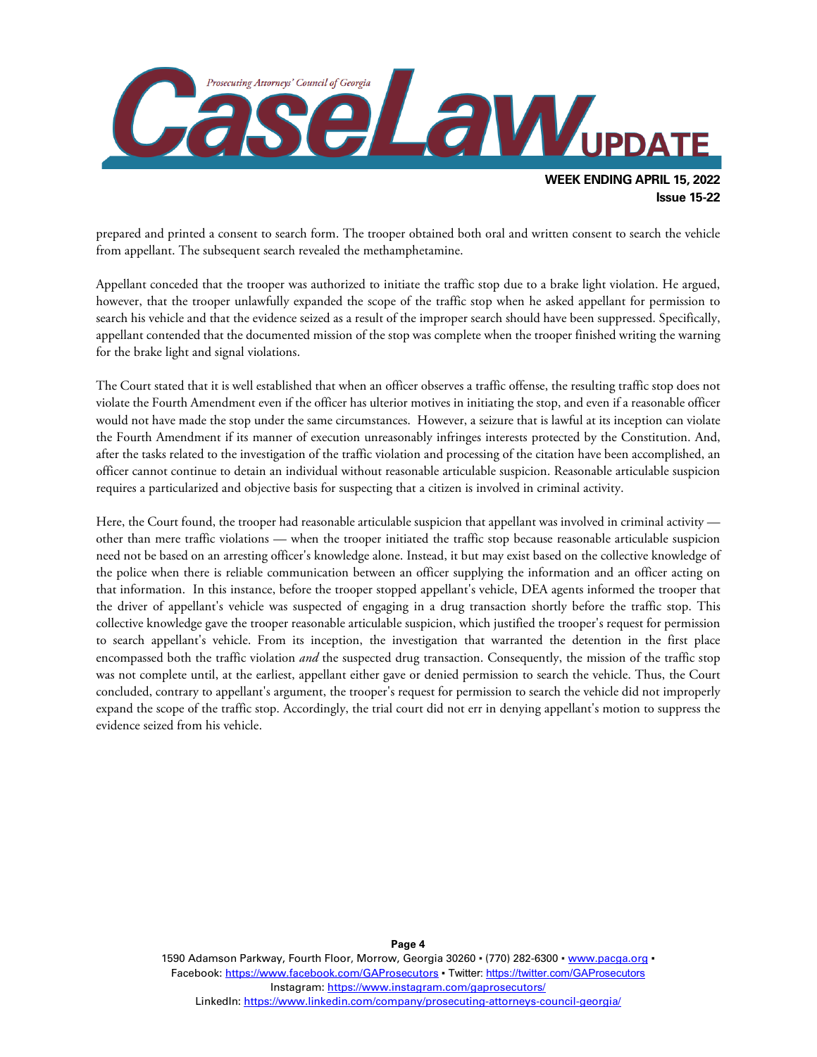prepared and printed a consent to search form. The trooper obtained both oral and written consent to search the vehicle from appellant. The subsequent search revealed the methamphetamine.

Appellant conceded that the trooper was authorized to initiate the traffic stop due to a brake light violation. He argued, however, that the trooper unlawfully expanded the scope of the traffic stop when he asked appellant for permission to search his vehicle and that the evidence seized as a result of the improper search should have been suppressed. Specifically, appellant contended that the documented mission of the stop was complete when the trooper finished writing the warning for the brake light and signal violations.

The Court stated that it is well established that when an officer observes a traffic offense, the resulting traffic stop does not violate the Fourth Amendment even if the officer has ulterior motives in initiating the stop, and even if a reasonable officer would not have made the stop under the same circumstances. However, a seizure that is lawful at its inception can violate the Fourth Amendment if its manner of execution unreasonably infringes interests protected by the Constitution. And, after the tasks related to the investigation of the traffic violation and processing of the citation have been accomplished, an officer cannot continue to detain an individual without reasonable articulable suspicion. Reasonable articulable suspicion requires a particularized and objective basis for suspecting that a citizen is involved in criminal activity.

Here, the Court found, the trooper had reasonable articulable suspicion that appellant was involved in criminal activity — other than mere traffic violations — when the trooper initiated the traffic stop because reasonable articulable suspicion need not be based on an arresting officer's knowledge alone. Instead, it but may exist based on the collective knowledge of the police when there is reliable communication between an officer supplying the information and an officer acting on that information. In this instance, before the trooper stopped appellant's vehicle, DEA agents informed the trooper that the driver of appellant's vehicle was suspected of engaging in a drug transaction shortly before the traffic stop. This collective knowledge gave the trooper reasonable articulable suspicion, which justified the trooper's request for permission to search appellant's vehicle. From its inception, the investigation that warranted the detention in the first place encompassed both the traffic violation *and* the suspected drug transaction. Consequently, the mission of the traffic stop was not complete until, at the earliest, appellant either gave or denied permission to search the vehicle. Thus, the Court concluded, contrary to appellant's argument, the trooper's request for permission to search the vehicle did not improperly expand the scope of the traffic stop. Accordingly, the trial court did not err in denying appellant's motion to suppress the evidence seized from his vehicle.